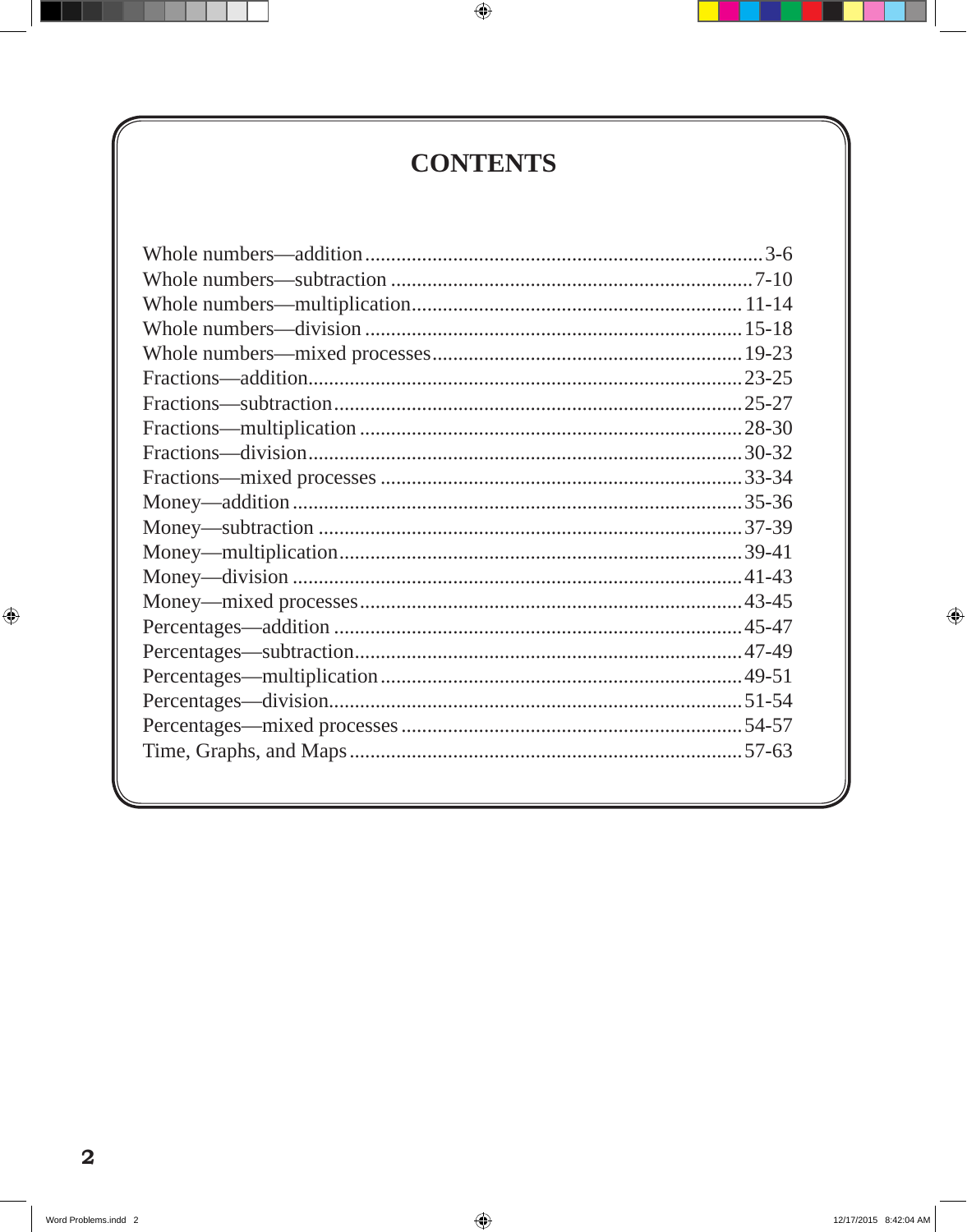# CONTENTS

| Topic | Pages |
| --- | --- |
| Whole numbers—addition | 3-6 |
| Whole numbers—subtraction | 7-10 |
| Whole numbers—multiplication | 11-14 |
| Whole numbers—division | 15-18 |
| Whole numbers—mixed processes | 19-23 |
| Fractions—addition | 23-25 |
| Fractions—subtraction | 25-27 |
| Fractions—multiplication | 28-30 |
| Fractions—division | 30-32 |
| Fractions—mixed processes | 33-34 |
| Money—addition | 35-36 |
| Money—subtraction | 37-39 |
| Money—multiplication | 39-41 |
| Money—division | 41-43 |
| Money—mixed processes | 43-45 |
| Percentages—addition | 45-47 |
| Percentages—subtraction | 47-49 |
| Percentages—multiplication | 49-51 |
| Percentages—division | 51-54 |
| Percentages—mixed processes | 54-57 |
| Time, Graphs, and Maps | 57-63 |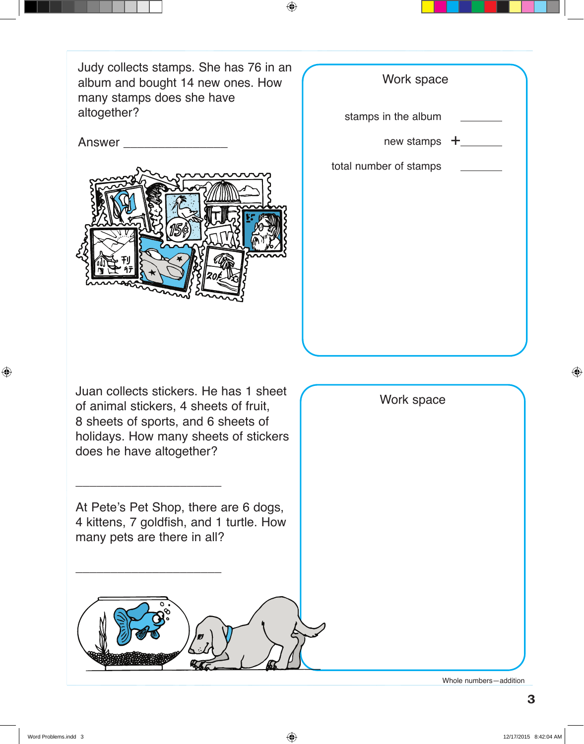Judy collects stamps. She has 76 in an album and bought 14 new ones. How many stamps does she have altogether?

Answer ________________

**Work space**

| | |
|---|---|
| stamps in the album | _______ |
| new stamps | + _______ |
| total number of stamps | _______ |

Juan collects stickers. He has 1 sheet of animal stickers, 4 sheets of fruit, 8 sheets of sports, and 6 sheets of holidays. How many sheets of stickers does he have altogether?

______________________

At Pete's Pet Shop, there are 6 dogs, 4 kittens, 7 goldfish, and 1 turtle. How many pets are there in all?

______________________

**Work space**

Whole numbers—addition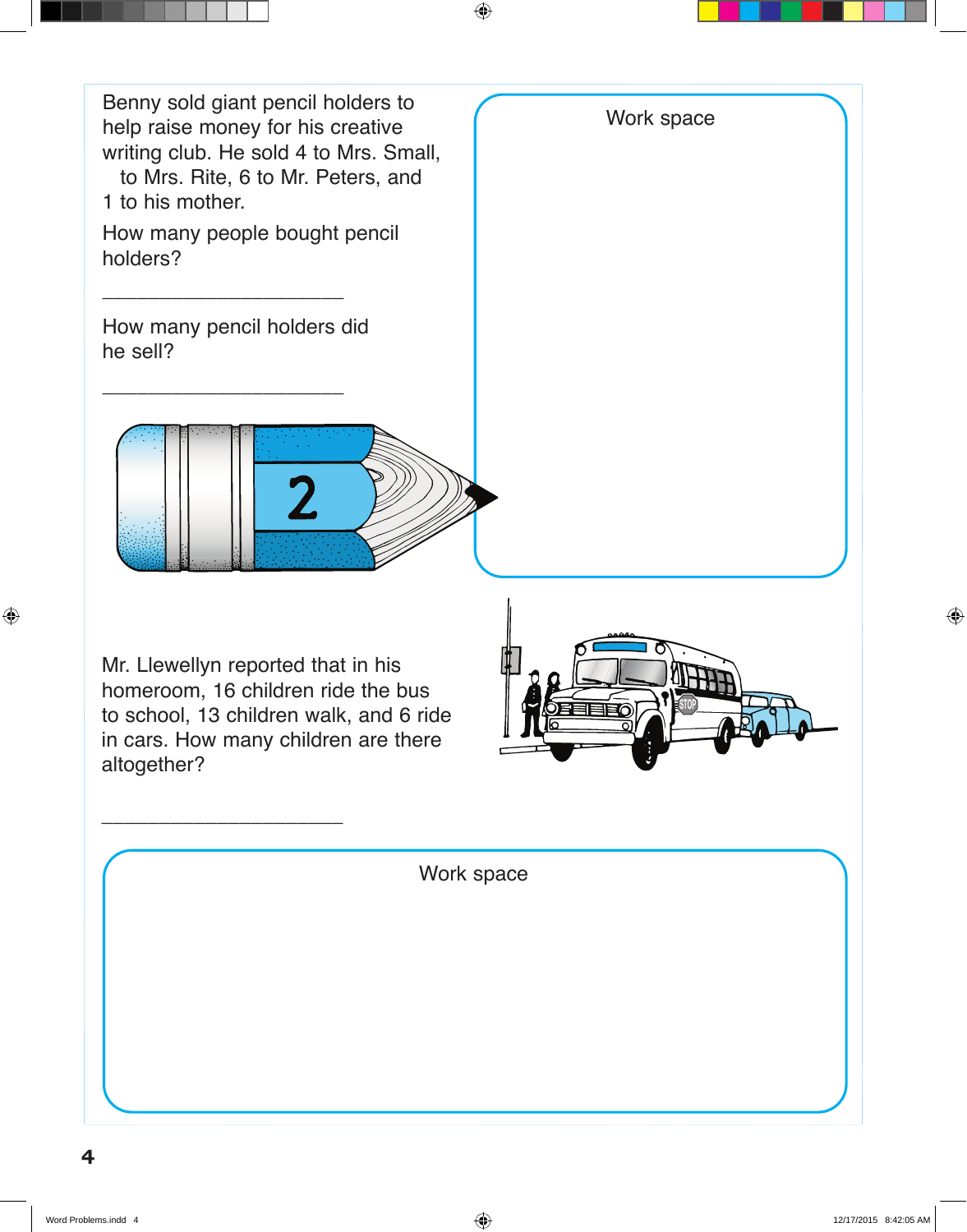Benny sold giant pencil holders to help raise money for his creative writing club. He sold 4 to Mrs. Small, to Mrs. Rite, 6 to Mr. Peters, and 1 to his mother.

How many people bought pencil holders?

______________________

How many pencil holders did he sell?

______________________

Work space

Mr. Llewellyn reported that in his homeroom, 16 children ride the bus to school, 13 children walk, and 6 ride in cars. How many children are there altogether?

______________________

Work space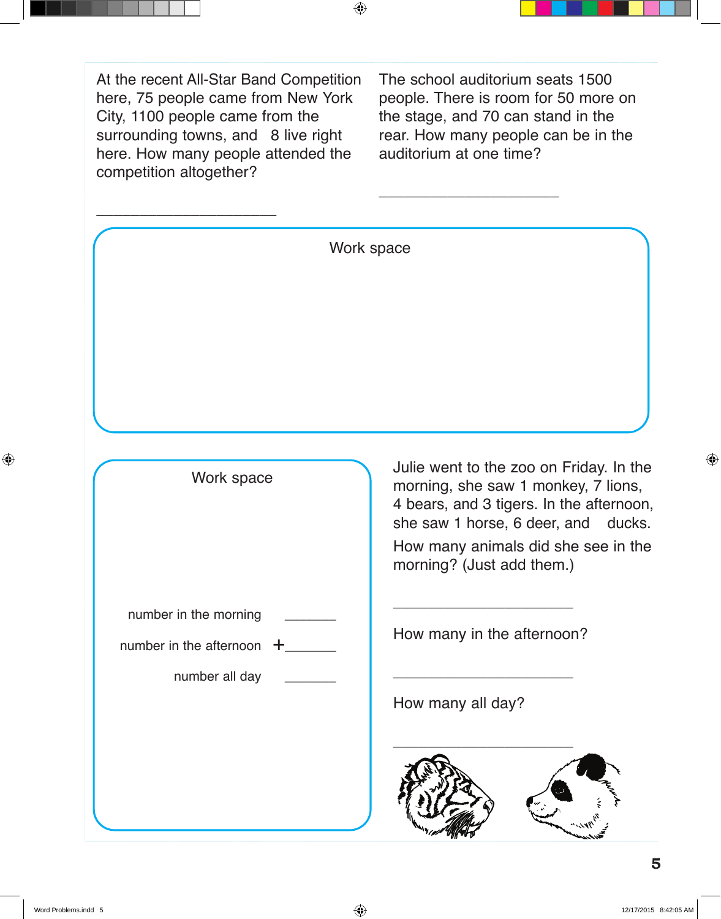At the recent All-Star Band Competition here, 75 people came from New York City, 1100 people came from the surrounding towns, and  8 live right here. How many people attended the competition altogether?

_______________________

The school auditorium seats 1500 people. There is room for 50 more on the stage, and 70 can stand in the rear. How many people can be in the auditorium at one time?

_______________________

Work space

Julie went to the zoo on Friday. In the morning, she saw 1 monkey, 7 lions, 4 bears, and 3 tigers. In the afternoon, she saw 1 horse, 6 deer, and  ducks.

How many animals did she see in the morning? (Just add them.)

_______________________

How many in the afternoon?

_______________________

How many all day?

_______________________

Work space

number in the morning _______

number in the afternoon + _______

number all day _______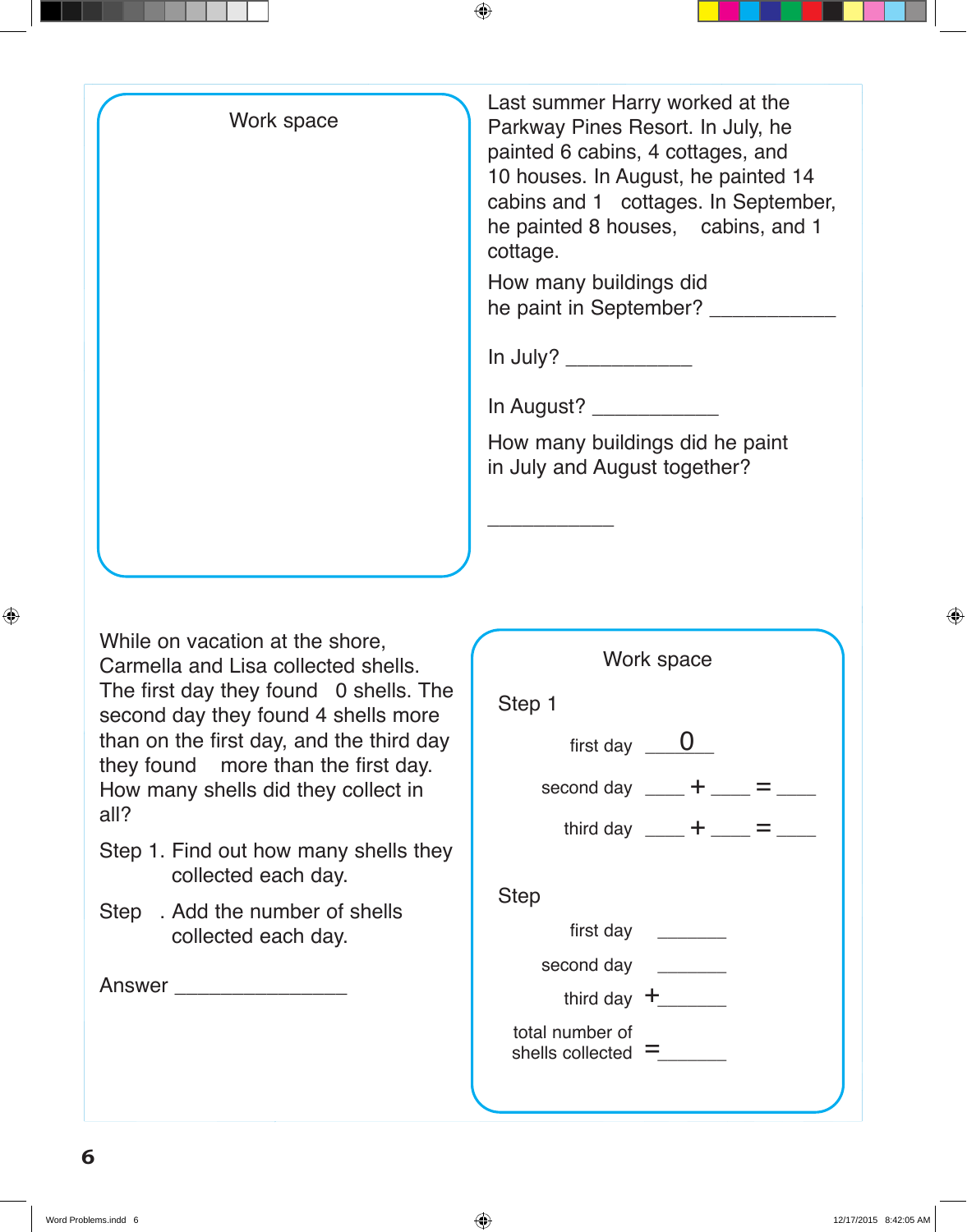Work space

Last summer Harry worked at the Parkway Pines Resort. In July, he painted 6 cabins, 4 cottages, and 10 houses. In August, he painted 14 cabins and 1 cottages. In September, he painted 8 houses, cabins, and 1 cottage.

How many buildings did he paint in September? ___________

In July? ___________

In August? ___________

How many buildings did he paint in July and August together?

___________

While on vacation at the shore, Carmella and Lisa collected shells. The first day they found 0 shells. The second day they found 4 shells more than on the first day, and the third day they found more than the first day. How many shells did they collect in all?

Step 1. Find out how many shells they collected each day.

Step . Add the number of shells collected each day.

Answer _______________

Work space

Step 1

first day ___0___

second day ____ + ____ = ____

third day ____ + ____ = ____

Step

first day _______

second day _______

third day + _______

total number of shells collected = _______